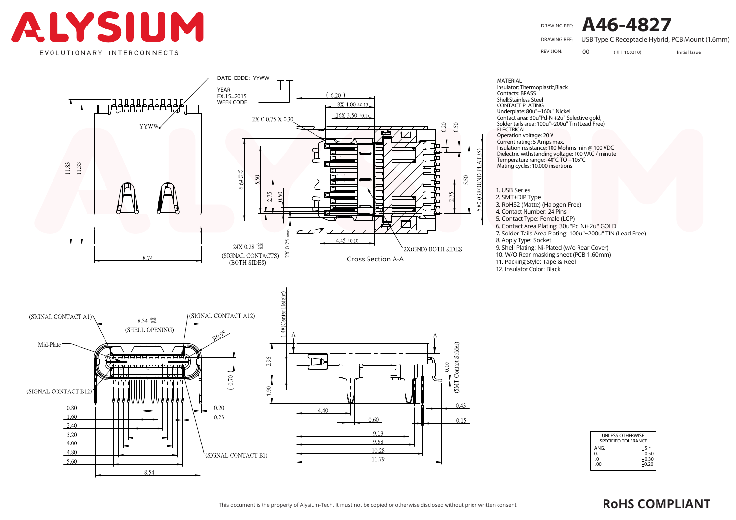# ALYSIUM

EVOLUTIONARY INTERCONNECTS

DRAWING REF: **A46-4827**

DRAWING REF: USB Type C Receptacle Hybrid, PCB Mount (1.6mm)

REVISION: 00 (KH 160310) Initial Issue

DATE CODE : YYWW

YEAR
EX.15=2015
WEEK CODE

YYWW

11.83
11.33
8.74

(6.20)
8X 4.00 ±0.15
16X 3.50 ±0.15
2X C 0.75 X 0.30
0.20
0.50
6.69 +0.065 -0.055
5.50
2.75
0.50
5.50
2.75
5.80 (GROUND PLATES)
2X 0.25 ±0.015
4.45 ±0.10
24X 0.28 +0.03 -0.03
(SIGNAL CONTACTS)
(BOTH SIDES)
2X(GND) BOTH SIDES

Cross Section A-A

MATERIAL
Insulator: Thermoplastic,Black
Contacts: BRASS
Shell:Stainless Steel
CONTACT PLATING
Underplate: 80u"~160u" Nickel
Contact area: 30u"Pd-Ni+2u" Selective gold,
Solder tails area: 100u"~200u" Tin (Lead Free)
ELECTRICAL
Operation voltage: 20 V
Current rating: 5 Amps max.
Insulation resistance: 100 Mohms min @ 100 VDC
Dielectric withstanding voltage: 100 VAC / minute
Temperature range: -40°C TO +105°C
Mating cycles: 10,000 insertions

1. USB Series
2. SMT+DIP Type
3. RoHS2 (Matte) (Halogen Free)
4. Contact Number: 24 Pins
5. Contact Type: Female (LCP)
6. Contact Area Plating: 30u"Pd Ni+2u" GOLD
7. Solder Tails Area Plating: 100u"~200u" TIN (Lead Free)
8. Apply Type: Socket
9. Shell Plating: Ni-Plated (w/o Rear Cover)
10. W/O Rear masking sheet (PCB 1.60mm)
11. Packing Style: Tape & Reel
12. Insulator Color: Black

(SIGNAL CONTACT A1)
8.34 +0.06 -0.02
(SHELL OPENING)
(SIGNAL CONTACT A12)
R0.95
Mid-Plate
(0.70)
(SIGNAL CONTACT B12)
0.80
1.60
2.40
3.20
4.00
4.80
5.60
0.20
0.23
(SIGNAL CONTACT B1)
8.54

1.48(Center Height)
A
A
2.96
1.90
0.10
(SMT Contact Solder)
4.40
0.60
0.43
0.15
9.13
9.58
10.28
11.79

| UNLESS OTHERWISE SPECIFIED TOLERANCE | |
|---|---|
| ANG. | ±5 ° |
| 0. | ±0.50 |
| .0 | ±0.30 |
| .00 | ±0.20 |

This document is the property of Alysium-Tech. It must not be copied or otherwise disclosed without prior written consent

**RoHS COMPLIANT**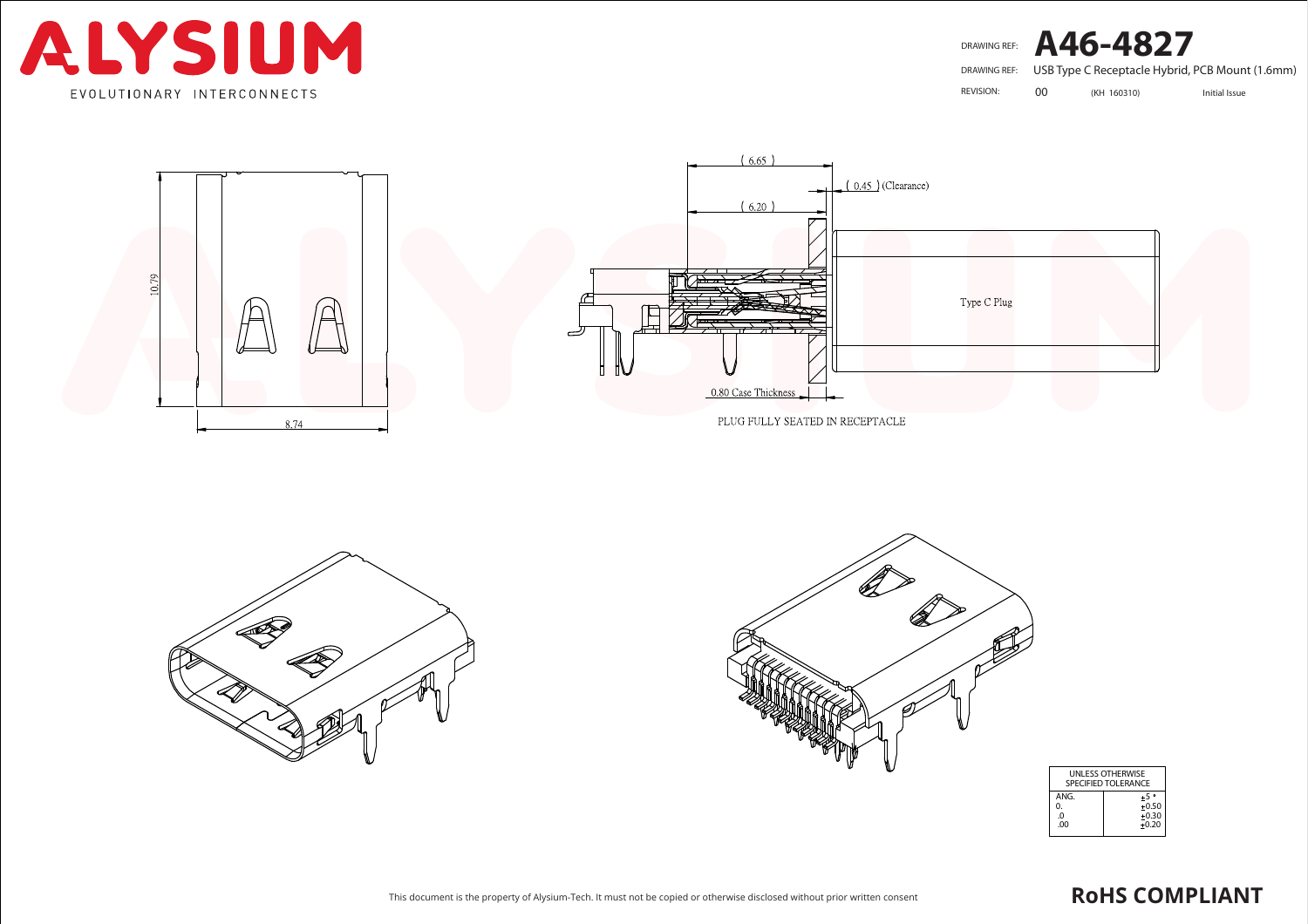# ALYSIUM

EVOLUTIONARY INTERCONNECTS

| | |
|---|---|
| DRAWING REF: | **A46-4827** |
| DRAWING REF: | USB Type C Receptacle Hybrid, PCB Mount (1.6mm) |
| REVISION: | 00 (KH 160310) Initial Issue |

10.79

8.74

( 6.65 )

( 0.45 ) (Clearance)

( 6.20 )

Type C Plug

0.80 Case Thickness

PLUG FULLY SEATED IN RECEPTACLE

| UNLESS OTHERWISE SPECIFIED TOLERANCE | |
|---|---|
| ANG. | ±5 ° |
| 0. | ±0.50 |
| .0 | ±0.30 |
| .00 | ±0.20 |

This document is the property of Alysium-Tech. It must not be copied or otherwise disclosed without prior written consent

**RoHS COMPLIANT**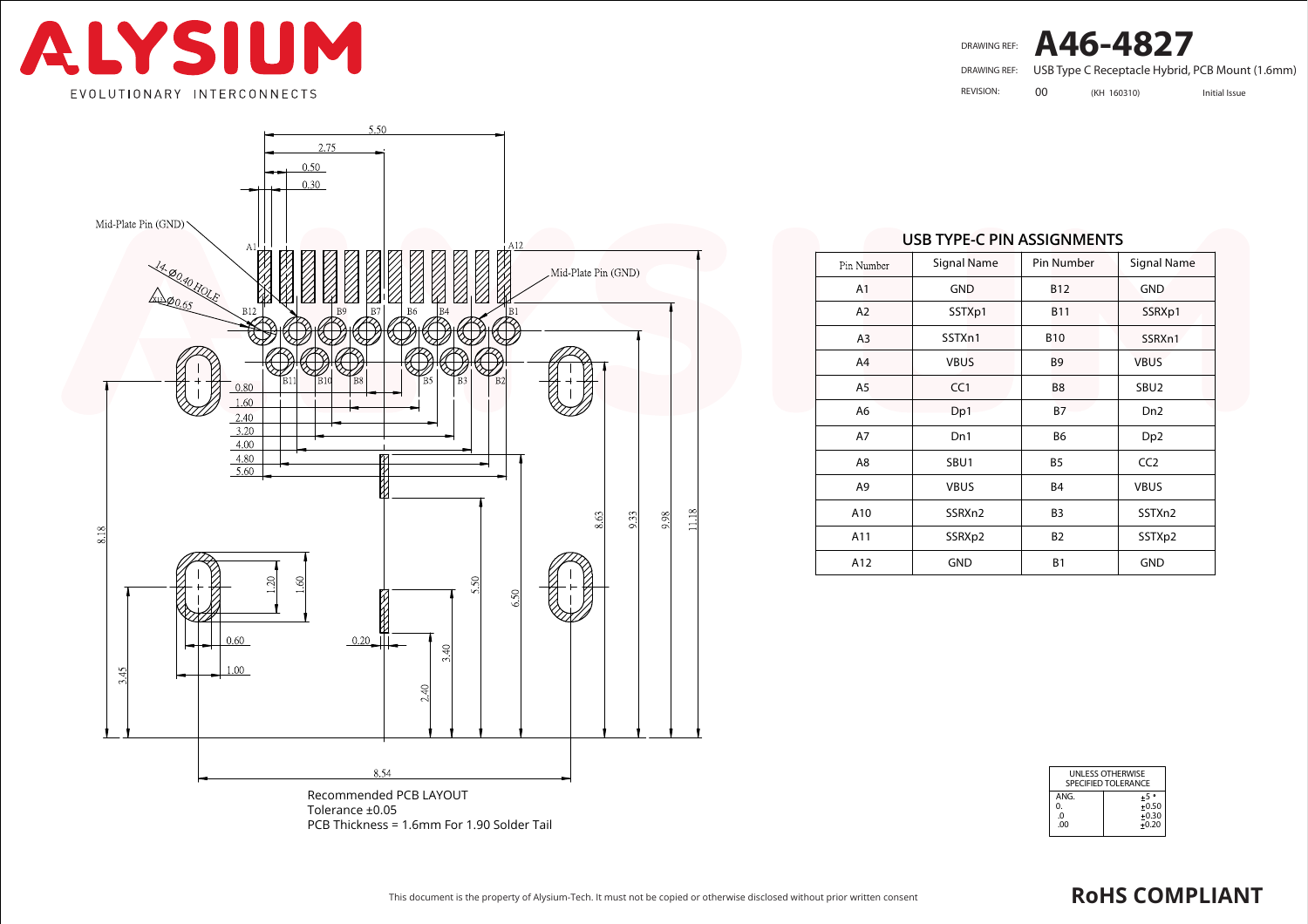# ALYSIUM

EVOLUTIONARY INTERCONNECTS

DRAWING REF: **A46-4827**

DRAWING REF: USB Type C Receptacle Hybrid, PCB Mount (1.6mm)

REVISION: 00 (KH 160310) Initial Issue

5.50
2.75
0.50
0.30
Mid-Plate Pin (GND)
A1
A12
14-Ø0.40 HOLE
Ø0.65
B12
B9
B7
B6
B4
B1
Mid-Plate Pin (GND)
B11
B10
B8
B5
B3
B2
0.80
1.60
2.40
3.20
4.00
4.80
5.60
8.18
8.63
9.33
9.98
11.18
1.20
1.60
5.50
6.50
0.60
1.00
0.20
3.40
2.40
3.45
8.54

Recommended PCB LAYOUT
Tolerance ±0.05
PCB Thickness = 1.6mm For 1.90 Solder Tail

## USB TYPE-C PIN ASSIGNMENTS

| Pin Number | Signal Name | Pin Number | Signal Name |
|---|---|---|---|
| A1 | GND | B12 | GND |
| A2 | SSTXp1 | B11 | SSRXp1 |
| A3 | SSTXn1 | B10 | SSRXn1 |
| A4 | VBUS | B9 | VBUS |
| A5 | CC1 | B8 | SBU2 |
| A6 | Dp1 | B7 | Dn2 |
| A7 | Dn1 | B6 | Dp2 |
| A8 | SBU1 | B5 | CC2 |
| A9 | VBUS | B4 | VBUS |
| A10 | SSRXn2 | B3 | SSTXn2 |
| A11 | SSRXp2 | B2 | SSTXp2 |
| A12 | GND | B1 | GND |

| UNLESS OTHERWISE SPECIFIED TOLERANCE | |
|---|---|
| ANG. | ±5° |
| 0. | ±0.50 |
| .0 | ±0.30 |
| .00 | ±0.20 |

This document is the property of Alysium-Tech. It must not be copied or otherwise disclosed without prior written consent

**RoHS COMPLIANT**